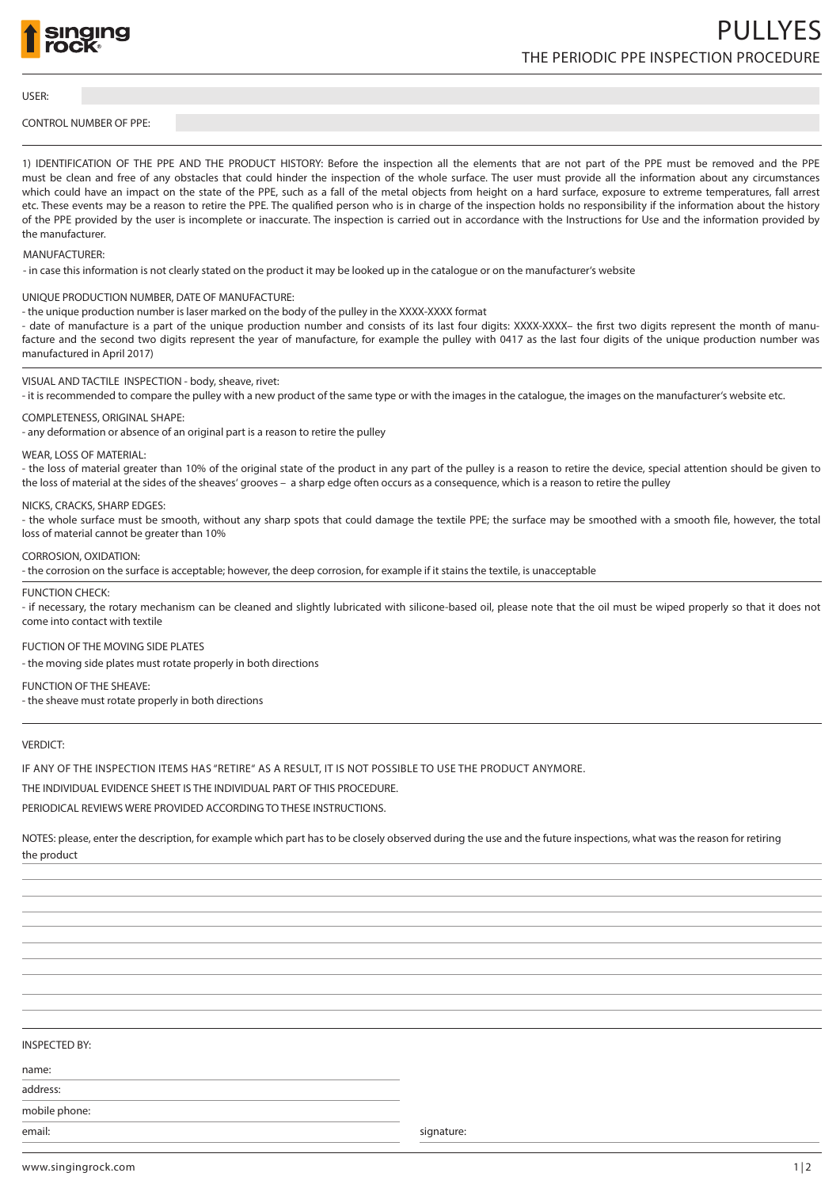# PULLYES

## THE PERIODIC PPE INSPECTION PROCEDURE

USER:

CONTROL NUMBER OF PPE:

1) IDENTIFICATION OF THE PPE AND THE PRODUCT HISTORY: Before the inspection all the elements that are not part of the PPE must be removed and the PPE must be clean and free of any obstacles that could hinder the inspection of the whole surface. The user must provide all the information about any circumstances which could have an impact on the state of the PPE, such as a fall of the metal objects from height on a hard surface, exposure to extreme temperatures, fall arrest etc. These events may be a reason to retire the PPE. The qualified person who is in charge of the inspection holds no responsibility if the information about the history of the PPE provided by the user is incomplete or inaccurate. The inspection is carried out in accordance with the Instructions for Use and the information provided by the manufacturer.

MANUFACTURER:
- in case this information is not clearly stated on the product it may be looked up in the catalogue or on the manufacturer's website

UNIQUE PRODUCTION NUMBER, DATE OF MANUFACTURE:
- the unique production number is laser marked on the body of the pulley in the XXXX-XXXX format
- date of manufacture is a part of the unique production number and consists of its last four digits: XXXX-XXXX– the first two digits represent the month of manufacture and the second two digits represent the year of manufacture, for example the pulley with 0417 as the last four digits of the unique production number was manufactured in April 2017)

VISUAL AND TACTILE INSPECTION - body, sheave, rivet:
- it is recommended to compare the pulley with a new product of the same type or with the images in the catalogue, the images on the manufacturer's website etc.

COMPLETENESS, ORIGINAL SHAPE:
- any deformation or absence of an original part is a reason to retire the pulley

WEAR, LOSS OF MATERIAL:
- the loss of material greater than 10% of the original state of the product in any part of the pulley is a reason to retire the device, special attention should be given to the loss of material at the sides of the sheaves' grooves – a sharp edge often occurs as a consequence, which is a reason to retire the pulley

NICKS, CRACKS, SHARP EDGES:
- the whole surface must be smooth, without any sharp spots that could damage the textile PPE; the surface may be smoothed with a smooth file, however, the total loss of material cannot be greater than 10%

CORROSION, OXIDATION:
- the corrosion on the surface is acceptable; however, the deep corrosion, for example if it stains the textile, is unacceptable

FUNCTION CHECK:
- if necessary, the rotary mechanism can be cleaned and slightly lubricated with silicone-based oil, please note that the oil must be wiped properly so that it does not come into contact with textile

FUCTION OF THE MOVING SIDE PLATES
- the moving side plates must rotate properly in both directions

FUNCTION OF THE SHEAVE:
- the sheave must rotate properly in both directions

VERDICT:

IF ANY OF THE INSPECTION ITEMS HAS "RETIRE" AS A RESULT, IT IS NOT POSSIBLE TO USE THE PRODUCT ANYMORE.

THE INDIVIDUAL EVIDENCE SHEET IS THE INDIVIDUAL PART OF THIS PROCEDURE.

PERIODICAL REVIEWS WERE PROVIDED ACCORDING TO THESE INSTRUCTIONS.

NOTES: please, enter the description, for example which part has to be closely observed during the use and the future inspections, what was the reason for retiring the product

INSPECTED BY:

name:

address:

mobile phone:

email:

signature:

www.singingrock.com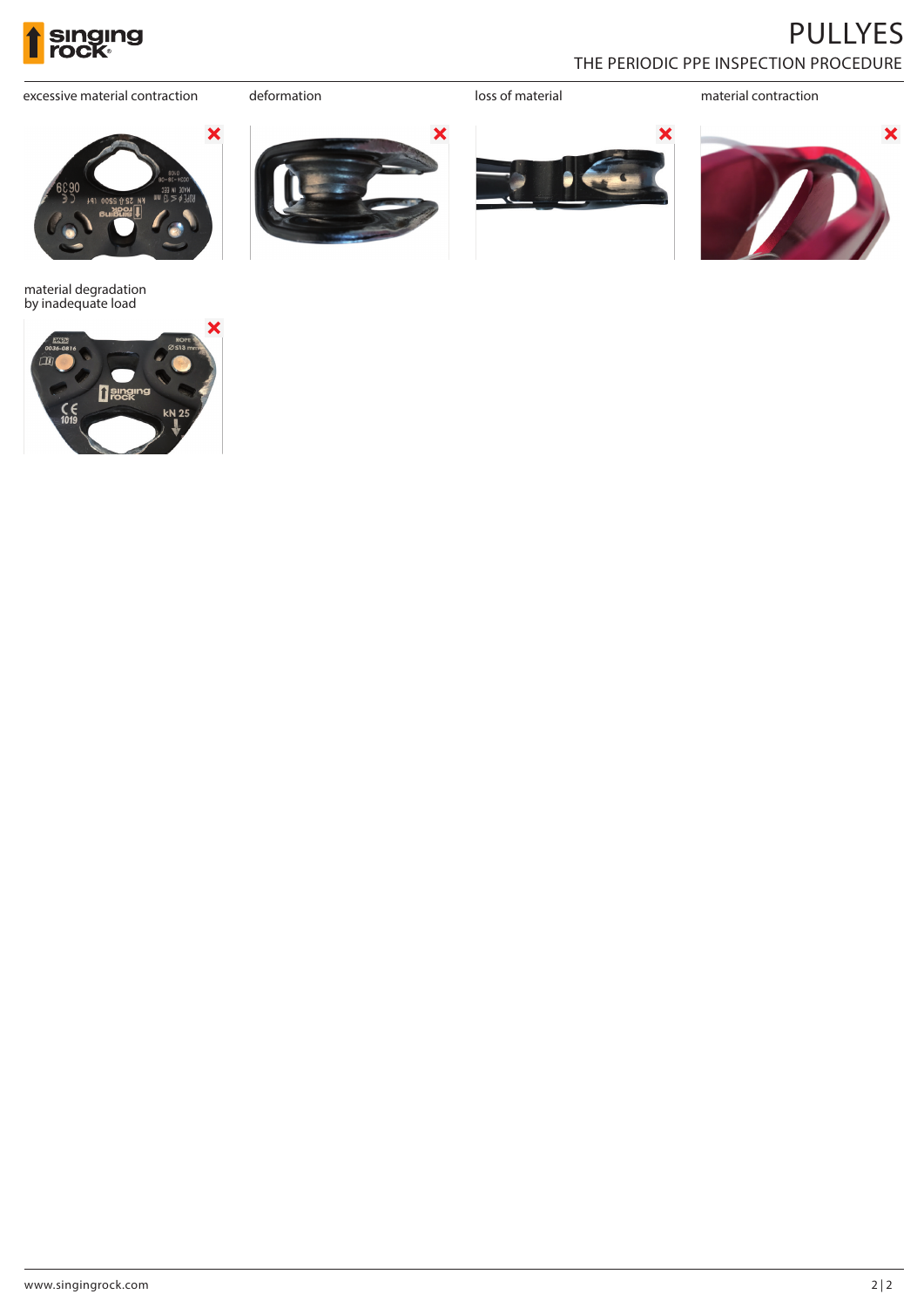excessive material contraction

deformation

loss of material

material contraction

material degradation by inadequate load